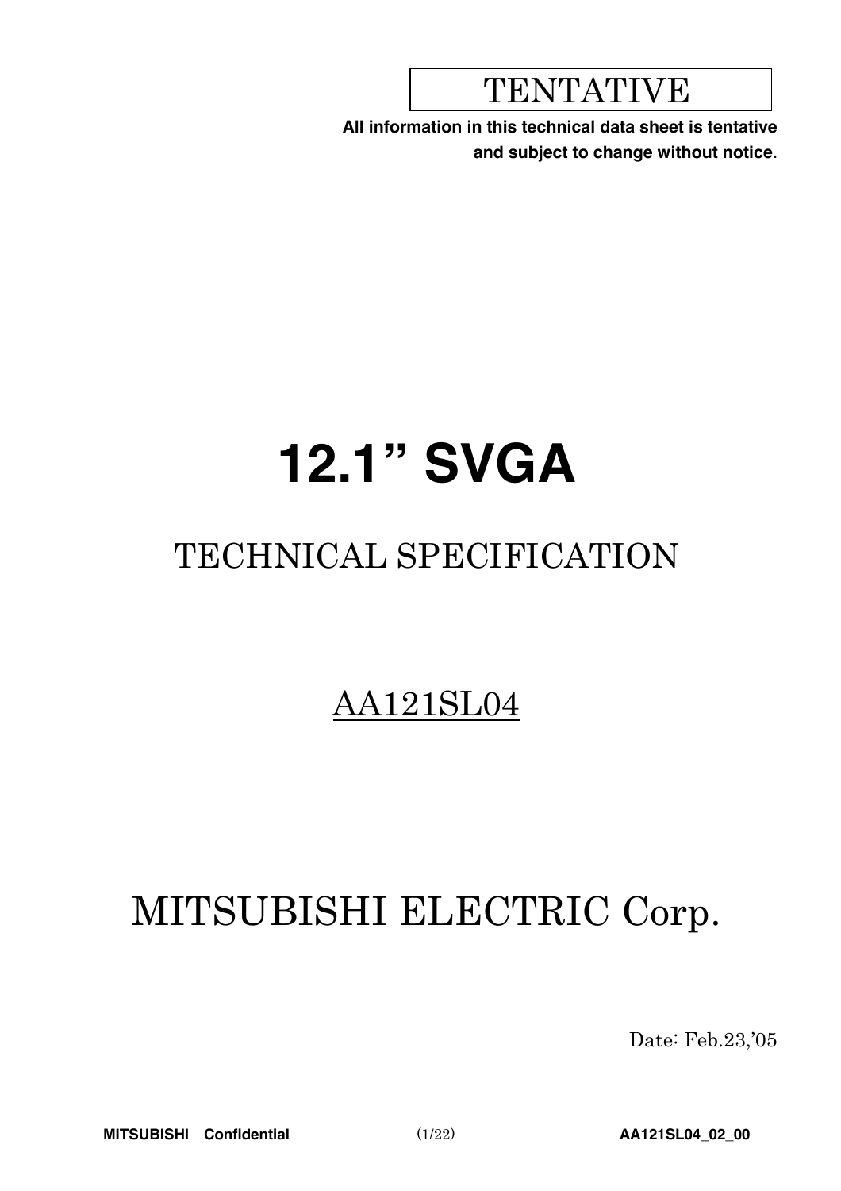TENTATIVE

**All information in this technical data sheet is tentative and subject to change without notice.**

# 12.1" SVGA

## TECHNICAL SPECIFICATION

AA121SL04

## MITSUBISHI ELECTRIC Corp.

Date: Feb.23,'05

**MITSUBISHI Confidential** **AA121SL04_02_00**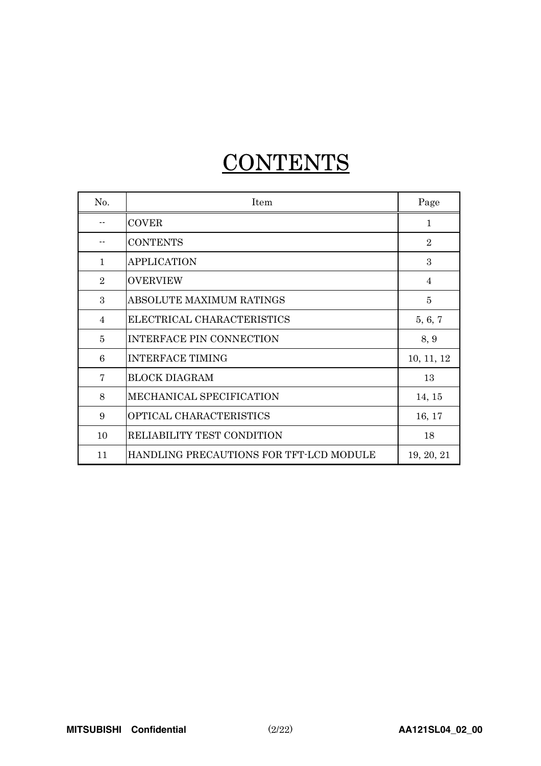# CONTENTS

| No. | Item | Page |
|---|---|---|
| -- | COVER | 1 |
| -- | CONTENTS | 2 |
| 1 | APPLICATION | 3 |
| 2 | OVERVIEW | 4 |
| 3 | ABSOLUTE MAXIMUM RATINGS | 5 |
| 4 | ELECTRICAL CHARACTERISTICS | 5, 6, 7 |
| 5 | INTERFACE PIN CONNECTION | 8, 9 |
| 6 | INTERFACE TIMING | 10, 11, 12 |
| 7 | BLOCK DIAGRAM | 13 |
| 8 | MECHANICAL SPECIFICATION | 14, 15 |
| 9 | OPTICAL CHARACTERISTICS | 16, 17 |
| 10 | RELIABILITY TEST CONDITION | 18 |
| 11 | HANDLING PRECAUTIONS FOR TFT-LCD MODULE | 19, 20, 21 |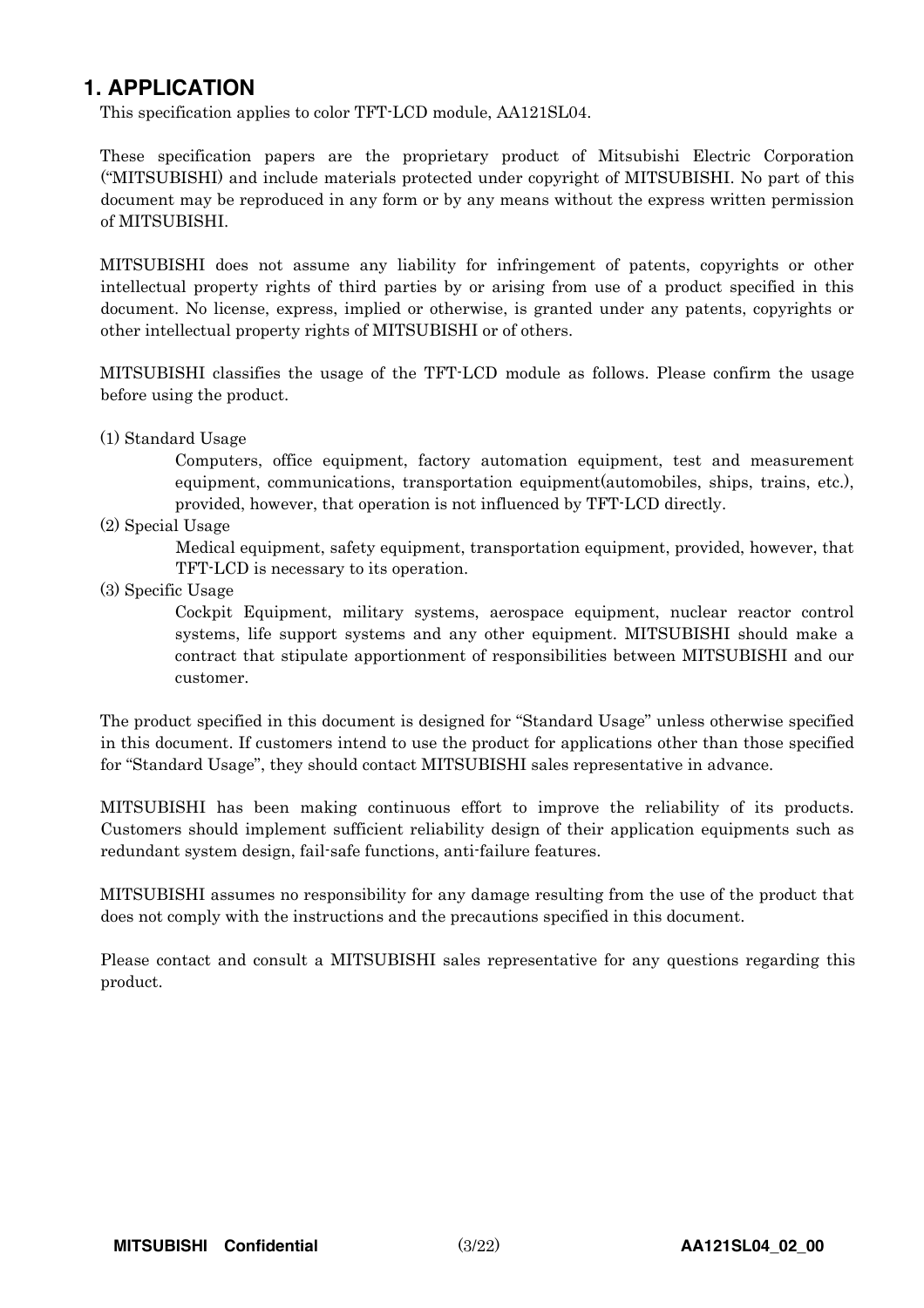# 1. APPLICATION

This specification applies to color TFT-LCD module, AA121SL04.

These specification papers are the proprietary product of Mitsubishi Electric Corporation ("MITSUBISHI) and include materials protected under copyright of MITSUBISHI. No part of this document may be reproduced in any form or by any means without the express written permission of MITSUBISHI.

MITSUBISHI does not assume any liability for infringement of patents, copyrights or other intellectual property rights of third parties by or arising from use of a product specified in this document. No license, express, implied or otherwise, is granted under any patents, copyrights or other intellectual property rights of MITSUBISHI or of others.

MITSUBISHI classifies the usage of the TFT-LCD module as follows. Please confirm the usage before using the product.

(1) Standard Usage

Computers, office equipment, factory automation equipment, test and measurement equipment, communications, transportation equipment(automobiles, ships, trains, etc.), provided, however, that operation is not influenced by TFT-LCD directly.

(2) Special Usage

Medical equipment, safety equipment, transportation equipment, provided, however, that TFT-LCD is necessary to its operation.

(3) Specific Usage

Cockpit Equipment, military systems, aerospace equipment, nuclear reactor control systems, life support systems and any other equipment. MITSUBISHI should make a contract that stipulate apportionment of responsibilities between MITSUBISHI and our customer.

The product specified in this document is designed for "Standard Usage" unless otherwise specified in this document. If customers intend to use the product for applications other than those specified for "Standard Usage", they should contact MITSUBISHI sales representative in advance.

MITSUBISHI has been making continuous effort to improve the reliability of its products. Customers should implement sufficient reliability design of their application equipments such as redundant system design, fail-safe functions, anti-failure features.

MITSUBISHI assumes no responsibility for any damage resulting from the use of the product that does not comply with the instructions and the precautions specified in this document.

Please contact and consult a MITSUBISHI sales representative for any questions regarding this product.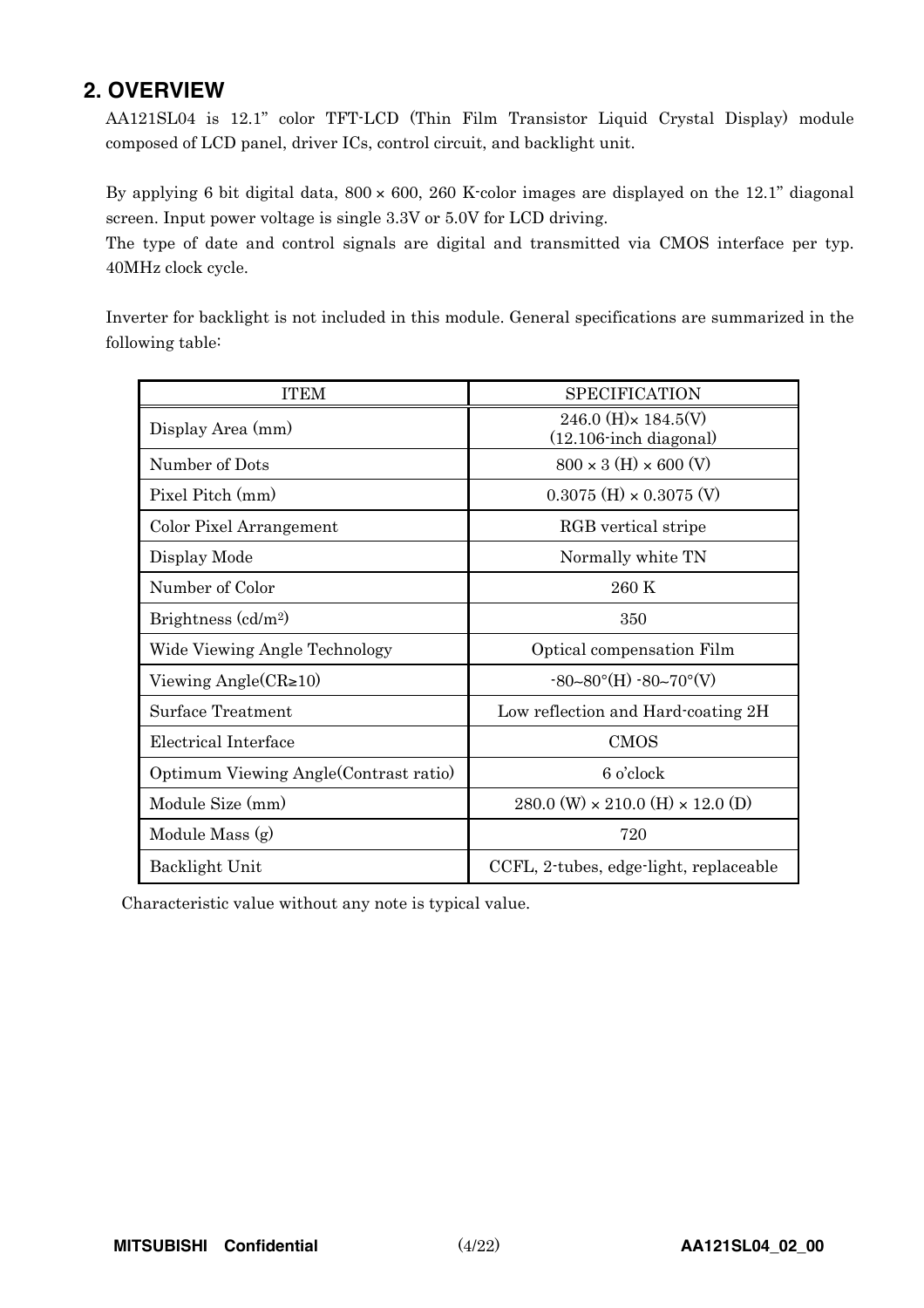## 2. OVERVIEW

AA121SL04 is 12.1" color TFT-LCD (Thin Film Transistor Liquid Crystal Display) module composed of LCD panel, driver ICs, control circuit, and backlight unit.

By applying 6 bit digital data, 800 × 600, 260 K-color images are displayed on the 12.1" diagonal screen. Input power voltage is single 3.3V or 5.0V for LCD driving.
The type of date and control signals are digital and transmitted via CMOS interface per typ. 40MHz clock cycle.

Inverter for backlight is not included in this module. General specifications are summarized in the following table:

| ITEM | SPECIFICATION |
|---|---|
| Display Area (mm) | 246.0 (H)× 184.5(V) (12.106-inch diagonal) |
| Number of Dots | 800 × 3 (H) × 600 (V) |
| Pixel Pitch (mm) | 0.3075 (H) × 0.3075 (V) |
| Color Pixel Arrangement | RGB vertical stripe |
| Display Mode | Normally white TN |
| Number of Color | 260 K |
| Brightness (cd/m$^2$) | 350 |
| Wide Viewing Angle Technology | Optical compensation Film |
| Viewing Angle(CR≥10) | -80~80°(H) -80~70°(V) |
| Surface Treatment | Low reflection and Hard-coating 2H |
| Electrical Interface | CMOS |
| Optimum Viewing Angle(Contrast ratio) | 6 o'clock |
| Module Size (mm) | 280.0 (W) × 210.0 (H) × 12.0 (D) |
| Module Mass (g) | 720 |
| Backlight Unit | CCFL, 2-tubes, edge-light, replaceable |

Characteristic value without any note is typical value.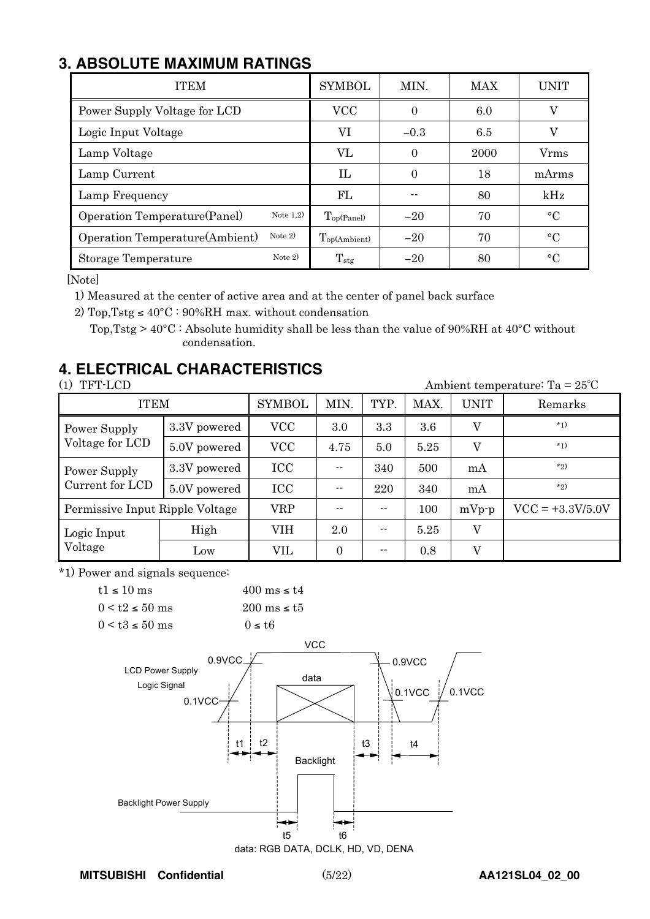## 3. ABSOLUTE MAXIMUM RATINGS

| ITEM | | SYMBOL | MIN. | MAX | UNIT |
|---|---|---|---|---|---|
| Power Supply Voltage for LCD | | VCC | 0 | 6.0 | V |
| Logic Input Voltage | | VI | −0.3 | 6.5 | V |
| Lamp Voltage | | VL | 0 | 2000 | Vrms |
| Lamp Current | | IL | 0 | 18 | mArms |
| Lamp Frequency | | FL | -- | 80 | kHz |
| Operation Temperature(Panel) | Note 1,2) | $T_{op(Panel)}$ | −20 | 70 | °C |
| Operation Temperature(Ambient) | Note 2) | $T_{op(Ambient)}$ | −20 | 70 | °C |
| Storage Temperature | Note 2) | $T_{stg}$ | −20 | 80 | °C |

[Note]

1) Measured at the center of active area and at the center of panel back surface

2) Top,Tstg ≤ 40°C : 90%RH max. without condensation

Top,Tstg > 40°C : Absolute humidity shall be less than the value of 90%RH at 40°C without condensation.

## 4. ELECTRICAL CHARACTERISTICS

(1) TFT-LCD

Ambient temperature: Ta = 25℃

| ITEM | | SYMBOL | MIN. | TYP. | MAX. | UNIT | Remarks |
|---|---|---|---|---|---|---|---|
| Power Supply Voltage for LCD | 3.3V powered | VCC | 3.0 | 3.3 | 3.6 | V | *1) |
| | 5.0V powered | VCC | 4.75 | 5.0 | 5.25 | V | *1) |
| Power Supply Current for LCD | 3.3V powered | ICC | -- | 340 | 500 | mA | *2) |
| | 5.0V powered | ICC | -- | 220 | 340 | mA | *2) |
| Permissive Input Ripple Voltage | | VRP | -- | -- | 100 | mVp-p | VCC = +3.3V/5.0V |
| Logic Input Voltage | High | VIH | 2.0 | -- | 5.25 | V | |
| | Low | VIL | 0 | -- | 0.8 | V | |

*1) Power and signals sequence:

| | |
|---|---|
| t1 ≤ 10 ms | 400 ms ≤ t4 |
| 0 < t2 ≤ 50 ms | 200 ms ≤ t5 |
| 0 < t3 ≤ 50 ms | 0 ≤ t6 |

LCD Power Supply, Logic Signal, VCC, 0.9VCC, 0.1VCC, data, t1, t2, t3, t4, Backlight, Backlight Power Supply, t5, t6

data: RGB DATA, DCLK, HD, VD, DENA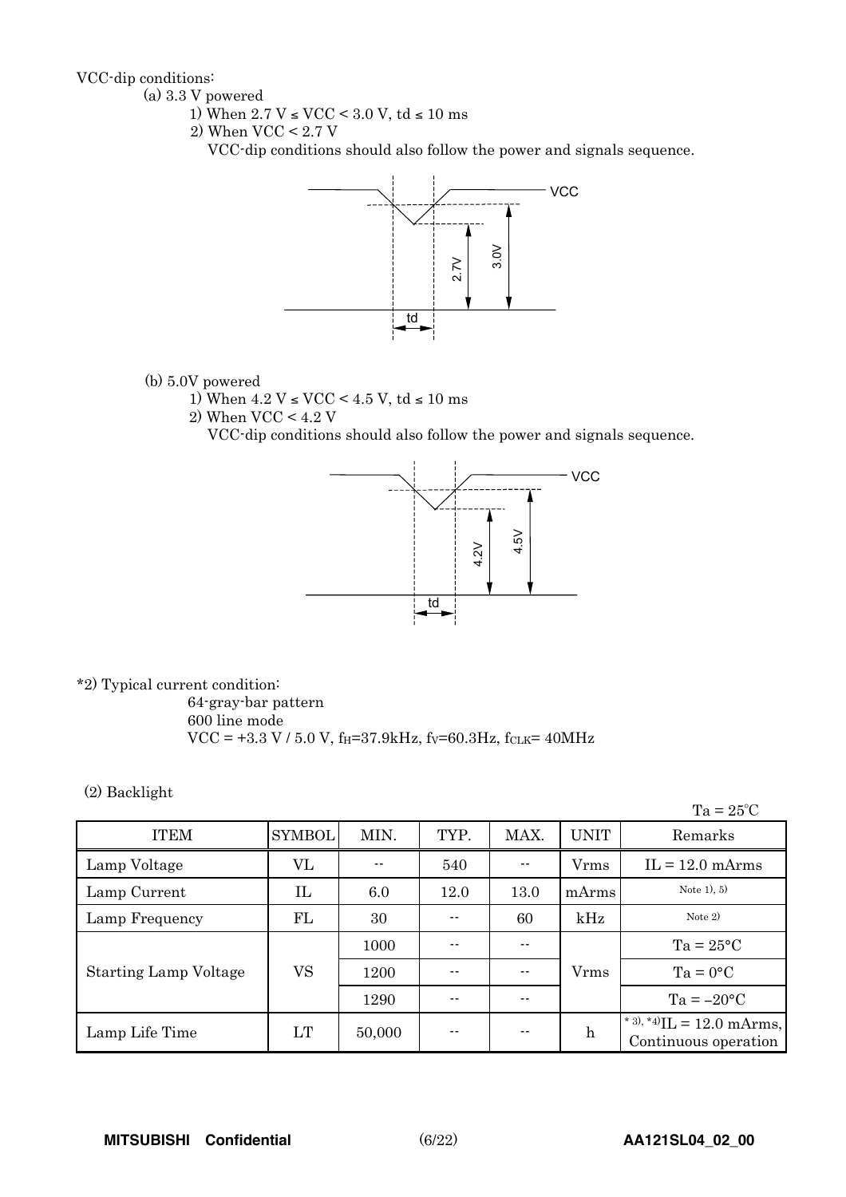VCC-dip conditions:

(a) 3.3 V powered

1) When 2.7 V ≤ VCC < 3.0 V, td ≤ 10 ms

2) When VCC < 2.7 V

VCC-dip conditions should also follow the power and signals sequence.

(b) 5.0V powered

1) When 4.2 V ≤ VCC < 4.5 V, td ≤ 10 ms

2) When VCC < 4.2 V

VCC-dip conditions should also follow the power and signals sequence.

*2) Typical current condition:

64-gray-bar pattern

600 line mode

VCC = +3.3 V / 5.0 V, $f_H$=37.9kHz, $f_V$=60.3Hz, $f_{CLK}$= 40MHz

(2) Backlight

Ta = 25℃

| ITEM | SYMBOL | MIN. | TYP. | MAX. | UNIT | Remarks |
|---|---|---|---|---|---|---|
| Lamp Voltage | VL | -- | 540 | -- | Vrms | IL = 12.0 mArms |
| Lamp Current | IL | 6.0 | 12.0 | 13.0 | mArms | Note 1), 5) |
| Lamp Frequency | FL | 30 | -- | 60 | kHz | Note 2) |
| Starting Lamp Voltage | VS | 1000 | -- | -- | Vrms | Ta = 25°C |
| | | 1200 | -- | -- | | Ta = 0°C |
| | | 1290 | -- | -- | | Ta = –20°C |
| Lamp Life Time | LT | 50,000 | -- | -- | h | * 3), *4) IL = 12.0 mArms, Continuous operation |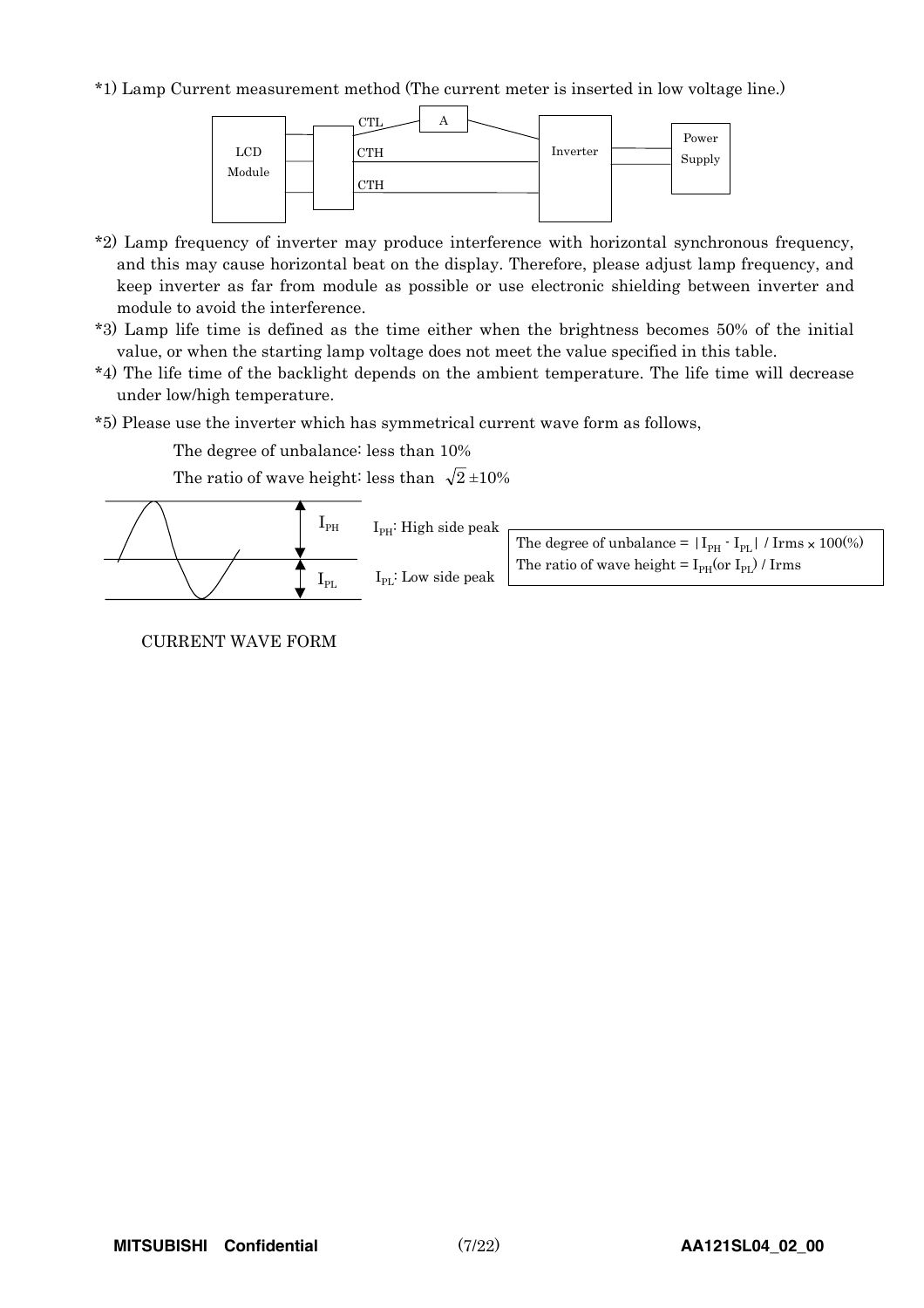*1) Lamp Current measurement method (The current meter is inserted in low voltage line.)

LCD Module — CTL — A — Inverter — Power Supply
CTH
CTH

*2) Lamp frequency of inverter may produce interference with horizontal synchronous frequency, and this may cause horizontal beat on the display. Therefore, please adjust lamp frequency, and keep inverter as far from module as possible or use electronic shielding between inverter and module to avoid the interference.

*3) Lamp life time is defined as the time either when the brightness becomes 50% of the initial value, or when the starting lamp voltage does not meet the value specified in this table.

*4) The life time of the backlight depends on the ambient temperature. The life time will decrease under low/high temperature.

*5) Please use the inverter which has symmetrical current wave form as follows,

The degree of unbalance: less than 10%

The ratio of wave height: less than $\sqrt{2} \pm 10\%$

$I_{PH}$: High side peak

$I_{PL}$: Low side peak

The degree of unbalance = $| I_{PH} - I_{PL} |$ / Irms × 100(%)
The ratio of wave height = $I_{PH}$(or $I_{PL}$) / Irms

CURRENT WAVE FORM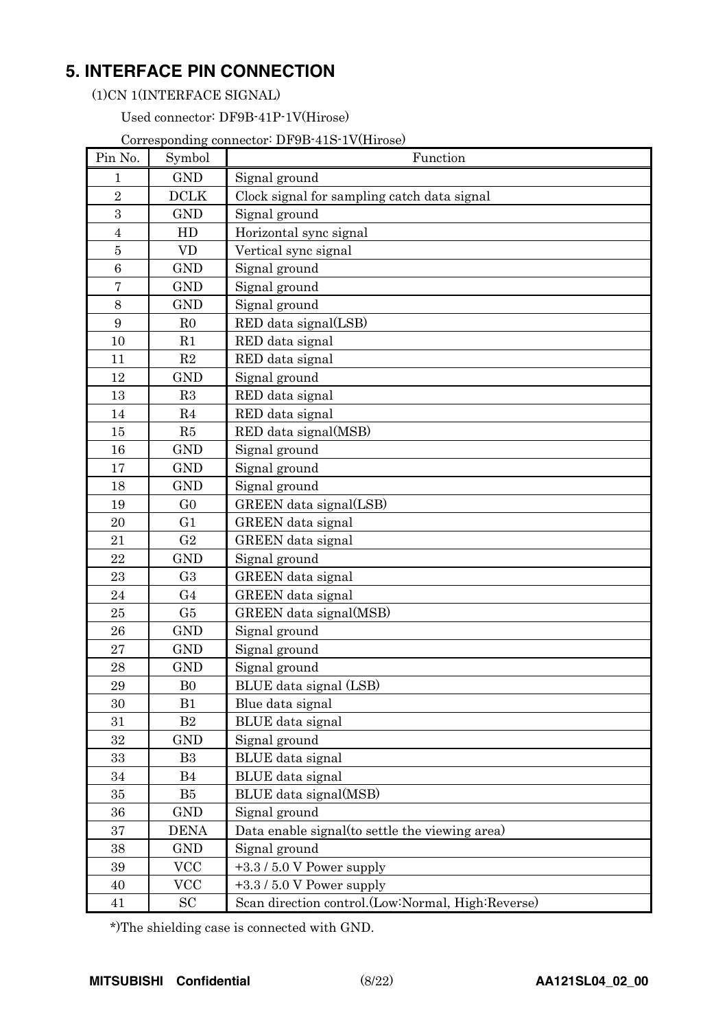## 5. INTERFACE PIN CONNECTION

(1)CN 1(INTERFACE SIGNAL)

Used connector: DF9B-41P-1V(Hirose)

Corresponding connector: DF9B-41S-1V(Hirose)

| Pin No. | Symbol | Function |
|---|---|---|
| 1 | GND | Signal ground |
| 2 | DCLK | Clock signal for sampling catch data signal |
| 3 | GND | Signal ground |
| 4 | HD | Horizontal sync signal |
| 5 | VD | Vertical sync signal |
| 6 | GND | Signal ground |
| 7 | GND | Signal ground |
| 8 | GND | Signal ground |
| 9 | R0 | RED data signal(LSB) |
| 10 | R1 | RED data signal |
| 11 | R2 | RED data signal |
| 12 | GND | Signal ground |
| 13 | R3 | RED data signal |
| 14 | R4 | RED data signal |
| 15 | R5 | RED data signal(MSB) |
| 16 | GND | Signal ground |
| 17 | GND | Signal ground |
| 18 | GND | Signal ground |
| 19 | G0 | GREEN data signal(LSB) |
| 20 | G1 | GREEN data signal |
| 21 | G2 | GREEN data signal |
| 22 | GND | Signal ground |
| 23 | G3 | GREEN data signal |
| 24 | G4 | GREEN data signal |
| 25 | G5 | GREEN data signal(MSB) |
| 26 | GND | Signal ground |
| 27 | GND | Signal ground |
| 28 | GND | Signal ground |
| 29 | B0 | BLUE data signal (LSB) |
| 30 | B1 | Blue data signal |
| 31 | B2 | BLUE data signal |
| 32 | GND | Signal ground |
| 33 | B3 | BLUE data signal |
| 34 | B4 | BLUE data signal |
| 35 | B5 | BLUE data signal(MSB) |
| 36 | GND | Signal ground |
| 37 | DENA | Data enable signal(to settle the viewing area) |
| 38 | GND | Signal ground |
| 39 | VCC | +3.3 / 5.0 V Power supply |
| 40 | VCC | +3.3 / 5.0 V Power supply |
| 41 | SC | Scan direction control.(Low:Normal, High:Reverse) |

*)The shielding case is connected with GND.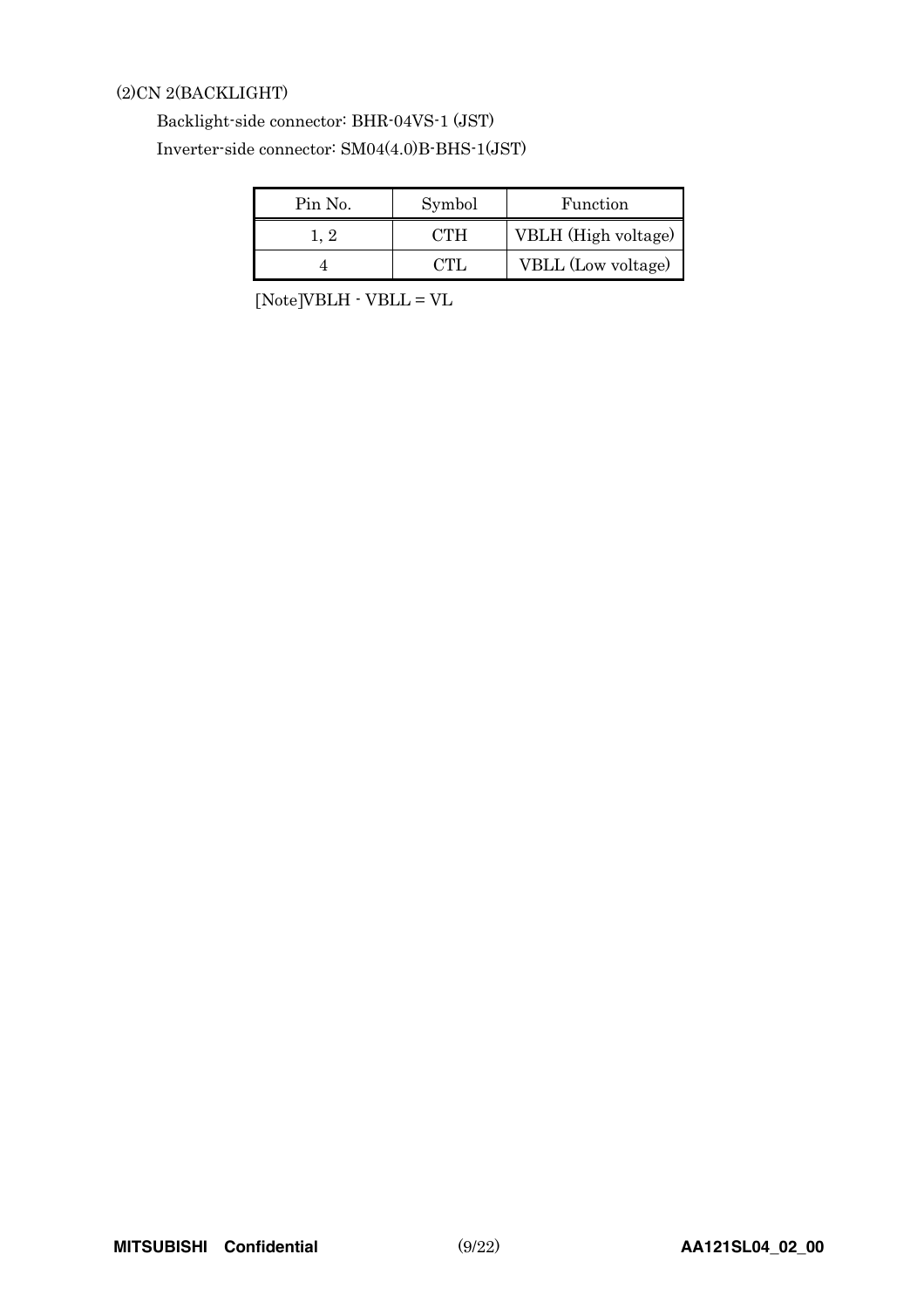(2)CN 2(BACKLIGHT)

Backlight-side connector: BHR-04VS-1 (JST)

Inverter-side connector: SM04(4.0)B-BHS-1(JST)

| Pin No. | Symbol | Function |
|---|---|---|
| 1, 2 | CTH | VBLH (High voltage) |
| 4 | CTL | VBLL (Low voltage) |

[Note]VBLH - VBLL = VL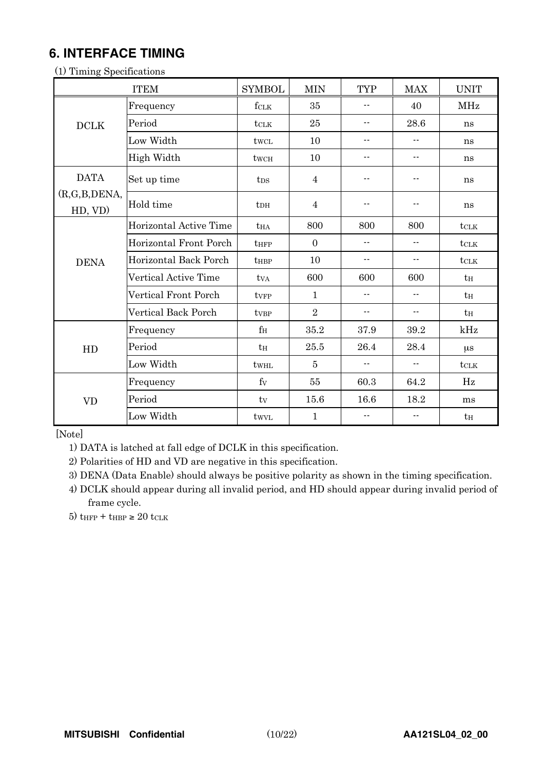## 6. INTERFACE TIMING

(1) Timing Specifications

| ITEM | | SYMBOL | MIN | TYP | MAX | UNIT |
|---|---|---|---|---|---|---|
| DCLK | Frequency | $f_{CLK}$ | 35 | -- | 40 | MHz |
| | Period | $t_{CLK}$ | 25 | -- | 28.6 | ns |
| | Low Width | $t_{WCL}$ | 10 | -- | -- | ns |
| | High Width | $t_{WCH}$ | 10 | -- | -- | ns |
| DATA (R,G,B,DENA, HD, VD) | Set up time | $t_{DS}$ | 4 | -- | -- | ns |
| | Hold time | $t_{DH}$ | 4 | -- | -- | ns |
| DENA | Horizontal Active Time | $t_{HA}$ | 800 | 800 | 800 | $t_{CLK}$ |
| | Horizontal Front Porch | $t_{HFP}$ | 0 | -- | -- | $t_{CLK}$ |
| | Horizontal Back Porch | $t_{HBP}$ | 10 | -- | -- | $t_{CLK}$ |
| | Vertical Active Time | $t_{VA}$ | 600 | 600 | 600 | $t_H$ |
| | Vertical Front Porch | $t_{VFP}$ | 1 | -- | -- | $t_H$ |
| | Vertical Back Porch | $t_{VBP}$ | 2 | -- | -- | $t_H$ |
| HD | Frequency | $f_H$ | 35.2 | 37.9 | 39.2 | kHz |
| | Period | $t_H$ | 25.5 | 26.4 | 28.4 | μs |
| | Low Width | $t_{WHL}$ | 5 | -- | -- | $t_{CLK}$ |
| VD | Frequency | $f_V$ | 55 | 60.3 | 64.2 | Hz |
| | Period | $t_V$ | 15.6 | 16.6 | 18.2 | ms |
| | Low Width | $t_{WVL}$ | 1 | -- | -- | $t_H$ |

[Note]

1) DATA is latched at fall edge of DCLK in this specification.

2) Polarities of HD and VD are negative in this specification.

3) DENA (Data Enable) should always be positive polarity as shown in the timing specification.

4) DCLK should appear during all invalid period, and HD should appear during invalid period of frame cycle.

5) $t_{HFP} + t_{HBP} \geq 20\ t_{CLK}$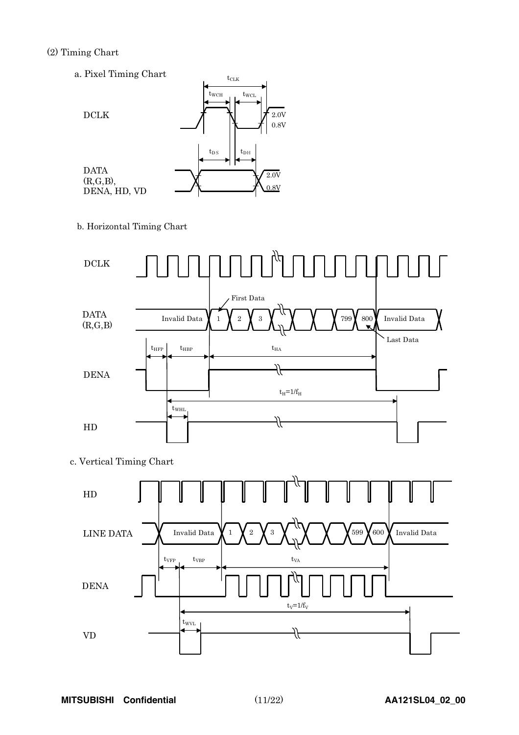(2) Timing Chart

a. Pixel Timing Chart

DCLK

$t_{CLK}$ $t_{WCH}$ $t_{WCL}$ 2.0V 0.8V

$t_{DS}$ $t_{DH}$

DATA (R,G,B), DENA, HD, VD

2.0V 0.8V

b. Horizontal Timing Chart

DCLK

DATA (R,G,B): Invalid Data, 1, 2, 3, 799, 800, Invalid Data

First Data

Last Data

$t_{HFP}$ $t_{HBP}$ $t_{HA}$

DENA

$t_H=1/f_H$

$t_{WHL}$

HD

c. Vertical Timing Chart

HD

LINE DATA: Invalid Data, 1, 2, 3, 599, 600, Invalid Data

$t_{VFP}$ $t_{VBP}$ $t_{VA}$

DENA

$t_V=1/f_V$

$t_{WVL}$

VD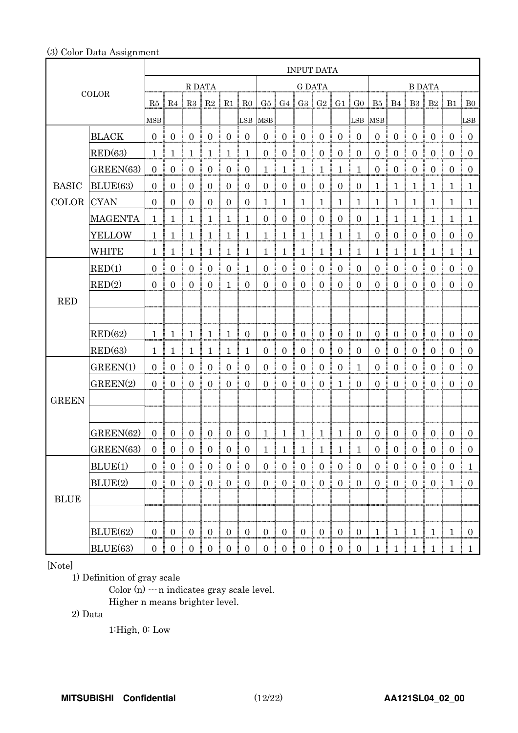(3) Color Data Assignment

| COLOR | | INPUT DATA | | | | | | | | | | | | | | | | | |
|---|---|---|---|---|---|---|---|---|---|---|---|---|---|---|---|---|---|---|---|
| | | R DATA | | | | | | G DATA | | | | | | B DATA | | | | | |
| | | R5 | R4 | R3 | R2 | R1 | R0 | G5 | G4 | G3 | G2 | G1 | G0 | B5 | B4 | B3 | B2 | B1 | B0 |
| | | MSB | | | | | LSB | MSB | | | | | LSB | MSB | | | | | LSB |
| BASIC COLOR | BLACK | 0 | 0 | 0 | 0 | 0 | 0 | 0 | 0 | 0 | 0 | 0 | 0 | 0 | 0 | 0 | 0 | 0 | 0 |
| | RED(63) | 1 | 1 | 1 | 1 | 1 | 1 | 0 | 0 | 0 | 0 | 0 | 0 | 0 | 0 | 0 | 0 | 0 | 0 |
| | GREEN(63) | 0 | 0 | 0 | 0 | 0 | 0 | 1 | 1 | 1 | 1 | 1 | 1 | 0 | 0 | 0 | 0 | 0 | 0 |
| | BLUE(63) | 0 | 0 | 0 | 0 | 0 | 0 | 0 | 0 | 0 | 0 | 0 | 0 | 1 | 1 | 1 | 1 | 1 | 1 |
| | CYAN | 0 | 0 | 0 | 0 | 0 | 0 | 1 | 1 | 1 | 1 | 1 | 1 | 1 | 1 | 1 | 1 | 1 | 1 |
| | MAGENTA | 1 | 1 | 1 | 1 | 1 | 1 | 0 | 0 | 0 | 0 | 0 | 0 | 1 | 1 | 1 | 1 | 1 | 1 |
| | YELLOW | 1 | 1 | 1 | 1 | 1 | 1 | 1 | 1 | 1 | 1 | 1 | 1 | 0 | 0 | 0 | 0 | 0 | 0 |
| | WHITE | 1 | 1 | 1 | 1 | 1 | 1 | 1 | 1 | 1 | 1 | 1 | 1 | 1 | 1 | 1 | 1 | 1 | 1 |
| RED | RED(1) | 0 | 0 | 0 | 0 | 0 | 1 | 0 | 0 | 0 | 0 | 0 | 0 | 0 | 0 | 0 | 0 | 0 | 0 |
| | RED(2) | 0 | 0 | 0 | 0 | 1 | 0 | 0 | 0 | 0 | 0 | 0 | 0 | 0 | 0 | 0 | 0 | 0 | 0 |
| | | | | | | | | | | | | | | | | | | | |
| | | | | | | | | | | | | | | | | | | | |
| | RED(62) | 1 | 1 | 1 | 1 | 1 | 0 | 0 | 0 | 0 | 0 | 0 | 0 | 0 | 0 | 0 | 0 | 0 | 0 |
| | RED(63) | 1 | 1 | 1 | 1 | 1 | 1 | 0 | 0 | 0 | 0 | 0 | 0 | 0 | 0 | 0 | 0 | 0 | 0 |
| GREEN | GREEN(1) | 0 | 0 | 0 | 0 | 0 | 0 | 0 | 0 | 0 | 0 | 0 | 1 | 0 | 0 | 0 | 0 | 0 | 0 |
| | GREEN(2) | 0 | 0 | 0 | 0 | 0 | 0 | 0 | 0 | 0 | 0 | 1 | 0 | 0 | 0 | 0 | 0 | 0 | 0 |
| | | | | | | | | | | | | | | | | | | | |
| | | | | | | | | | | | | | | | | | | | |
| | GREEN(62) | 0 | 0 | 0 | 0 | 0 | 0 | 1 | 1 | 1 | 1 | 1 | 0 | 0 | 0 | 0 | 0 | 0 | 0 |
| | GREEN(63) | 0 | 0 | 0 | 0 | 0 | 0 | 1 | 1 | 1 | 1 | 1 | 1 | 0 | 0 | 0 | 0 | 0 | 0 |
| BLUE | BLUE(1) | 0 | 0 | 0 | 0 | 0 | 0 | 0 | 0 | 0 | 0 | 0 | 0 | 0 | 0 | 0 | 0 | 0 | 1 |
| | BLUE(2) | 0 | 0 | 0 | 0 | 0 | 0 | 0 | 0 | 0 | 0 | 0 | 0 | 0 | 0 | 0 | 0 | 1 | 0 |
| | | | | | | | | | | | | | | | | | | | |
| | | | | | | | | | | | | | | | | | | | |
| | BLUE(62) | 0 | 0 | 0 | 0 | 0 | 0 | 0 | 0 | 0 | 0 | 0 | 0 | 1 | 1 | 1 | 1 | 1 | 0 |
| | BLUE(63) | 0 | 0 | 0 | 0 | 0 | 0 | 0 | 0 | 0 | 0 | 0 | 0 | 1 | 1 | 1 | 1 | 1 | 1 |

[Note]

1) Definition of gray scale

Color (n) ··· n indicates gray scale level.
Higher n means brighter level.

2) Data

1:High, 0: Low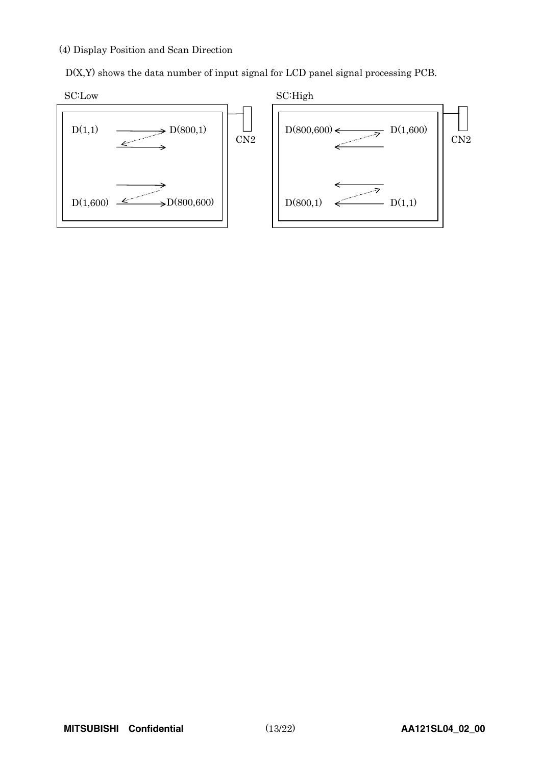(4) Display Position and Scan Direction

D(X,Y) shows the data number of input signal for LCD panel signal processing PCB.

SC:Low

D(1,1) → D(800,1)

D(1,600) → D(800,600)

CN2

SC:High

D(800,600) ← D(1,600)

D(800,1) ← D(1,1)

CN2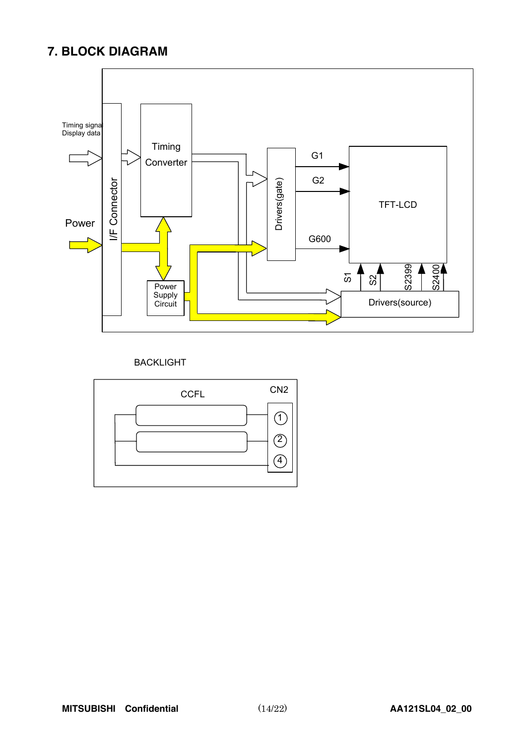## 7. BLOCK DIAGRAM

Timing signal
Display data

Power

I/F Connector

Timing Converter

Power Supply Circuit

Drivers(gate)

G1

G2

G600

TFT-LCD

S1 S2 S2399 S2400

Drivers(source)

BACKLIGHT

CCFL

CN2

① ② ④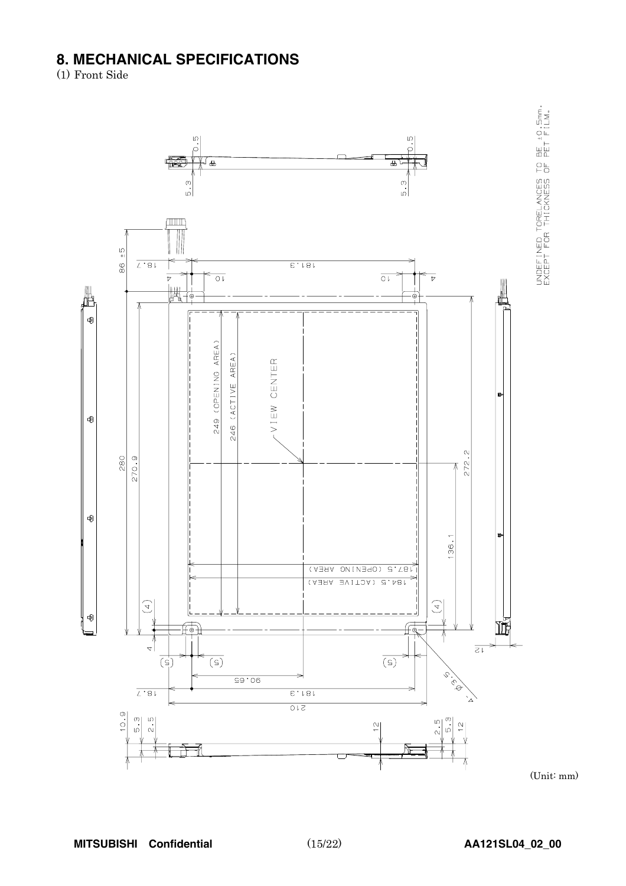## 8. MECHANICAL SPECIFICATIONS

(1) Front Side

UNDEFINED TORELANCES TO BE ±0.5mm. EXCEPT FOR THICKNESS OF PET FILM.

(Unit: mm)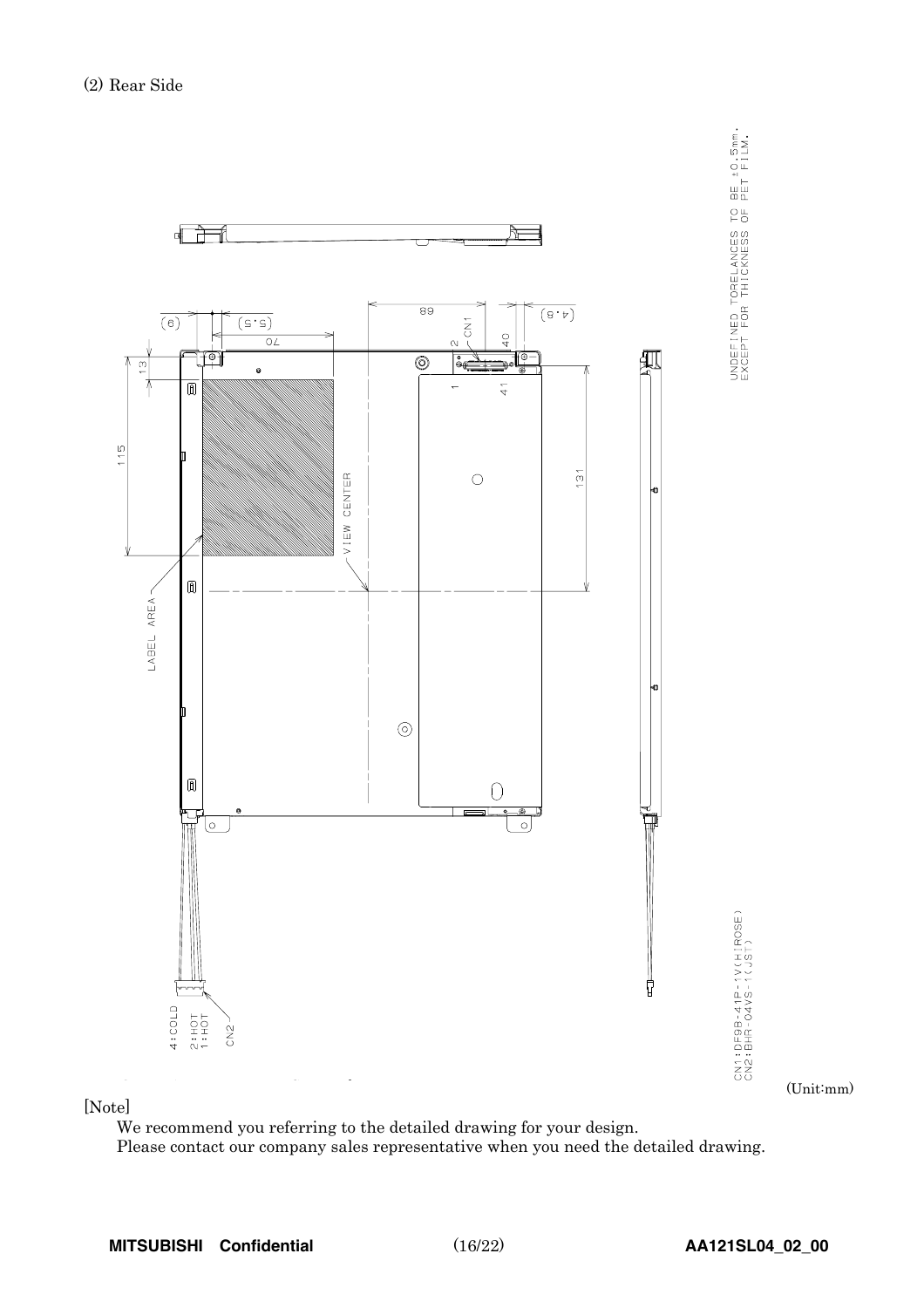(2) Rear Side

UNDEFINED TORELANCES TO BE ±0.5mm. EXCEPT FOR THICKNESS OF PET FILM.

CN1:DF9B-41P-1V(HIROSE)
CN2:BHR-04VS-1(JST)

(Unit:mm)

[Note]

We recommend you referring to the detailed drawing for your design.
Please contact our company sales representative when you need the detailed drawing.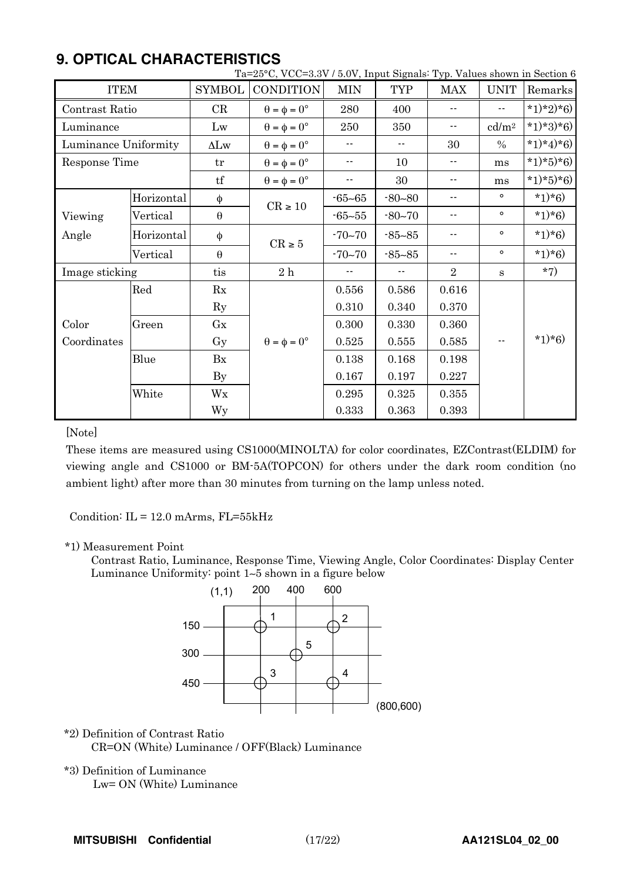## 9. OPTICAL CHARACTERISTICS

Ta=25°C, VCC=3.3V / 5.0V, Input Signals: Typ. Values shown in Section 6

| ITEM | | SYMBOL | CONDITION | MIN | TYP | MAX | UNIT | Remarks |
|---|---|---|---|---|---|---|---|---|
| Contrast Ratio | | CR | $\theta = \phi = 0°$ | 280 | 400 | -- | -- | *1)*2)*6) |
| Luminance | | Lw | $\theta = \phi = 0°$ | 250 | 350 | -- | cd/m² | *1)*3)*6) |
| Luminance Uniformity | | ΔLw | $\theta = \phi = 0°$ | -- | -- | 30 | % | *1)*4)*6) |
| Response Time | | tr | $\theta = \phi = 0°$ | -- | 10 | -- | ms | *1)*5)*6) |
| | | tf | $\theta = \phi = 0°$ | -- | 30 | -- | ms | *1)*5)*6) |
| Viewing Angle | Horizontal | $\phi$ | $CR \geq 10$ | -65~65 | -80~80 | -- | ° | *1)*6) |
| | Vertical | $\theta$ | | -65~55 | -80~70 | -- | ° | *1)*6) |
| | Horizontal | $\phi$ | $CR \geq 5$ | -70~70 | -85~85 | -- | ° | *1)*6) |
| | Vertical | $\theta$ | | -70~70 | -85~85 | -- | ° | *1)*6) |
| Image sticking | | tis | 2 h | -- | -- | 2 | s | *7) |
| Color Coordinates | Red | Rx | $\theta = \phi = 0°$ | 0.556 | 0.586 | 0.616 | -- | *1)*6) |
| | | Ry | | 0.310 | 0.340 | 0.370 | | |
| | Green | Gx | | 0.300 | 0.330 | 0.360 | | |
| | | Gy | | 0.525 | 0.555 | 0.585 | | |
| | Blue | Bx | | 0.138 | 0.168 | 0.198 | | |
| | | By | | 0.167 | 0.197 | 0.227 | | |
| | White | Wx | | 0.295 | 0.325 | 0.355 | | |
| | | Wy | | 0.333 | 0.363 | 0.393 | | |

[Note]

These items are measured using CS1000(MINOLTA) for color coordinates, EZContrast(ELDIM) for viewing angle and CS1000 or BM-5A(TOPCON) for others under the dark room condition (no ambient light) after more than 30 minutes from turning on the lamp unless noted.

Condition: IL = 12.0 mArms, FL=55kHz

*1) Measurement Point

Contrast Ratio, Luminance, Response Time, Viewing Angle, Color Coordinates: Display Center
Luminance Uniformity: point 1~5 shown in a figure below

(1,1) 200 400 600

150 — 1 (200,150), 2 (600,150)

300 — 5 (400,300)

450 — 3 (200,450), 4 (600,450)

(800,600)

*2) Definition of Contrast Ratio

CR=ON (White) Luminance / OFF(Black) Luminance

*3) Definition of Luminance

Lw= ON (White) Luminance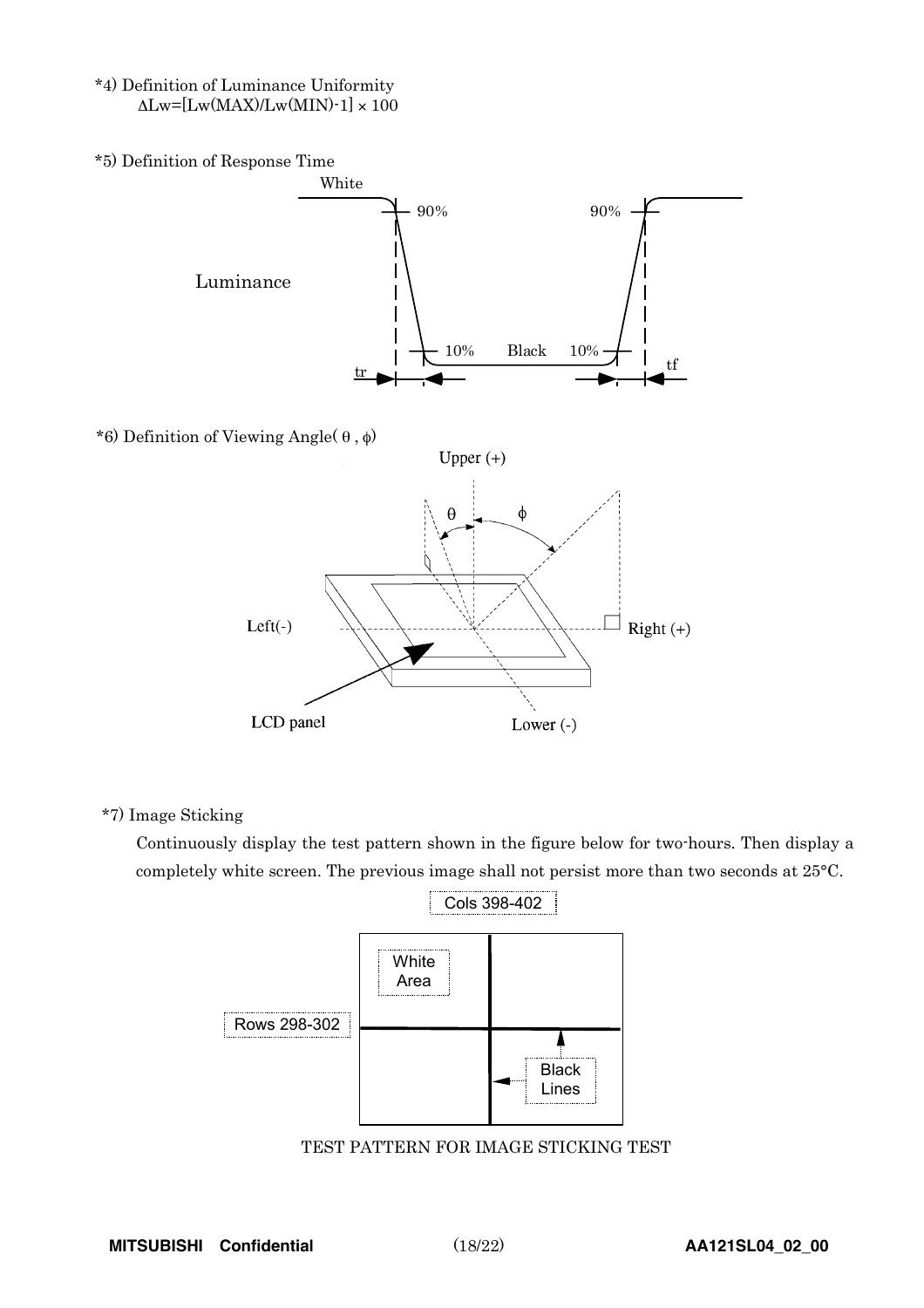\*4) Definition of Luminance Uniformity

$\Delta Lw = [Lw(MAX)/Lw(MIN) - 1] \times 100$

\*5) Definition of Response Time

White

90%

90%

Luminance

10% Black 10%

tr

tf

\*6) Definition of Viewing Angle( $\theta$ , $\phi$)

Upper (+)

$\theta$ $\phi$

Left(-) Right (+)

LCD panel Lower (-)

\*7) Image Sticking

Continuously display the test pattern shown in the figure below for two-hours. Then display a completely white screen. The previous image shall not persist more than two seconds at 25°C.

Cols 398-402

White Area

Rows 298-302

Black Lines

TEST PATTERN FOR IMAGE STICKING TEST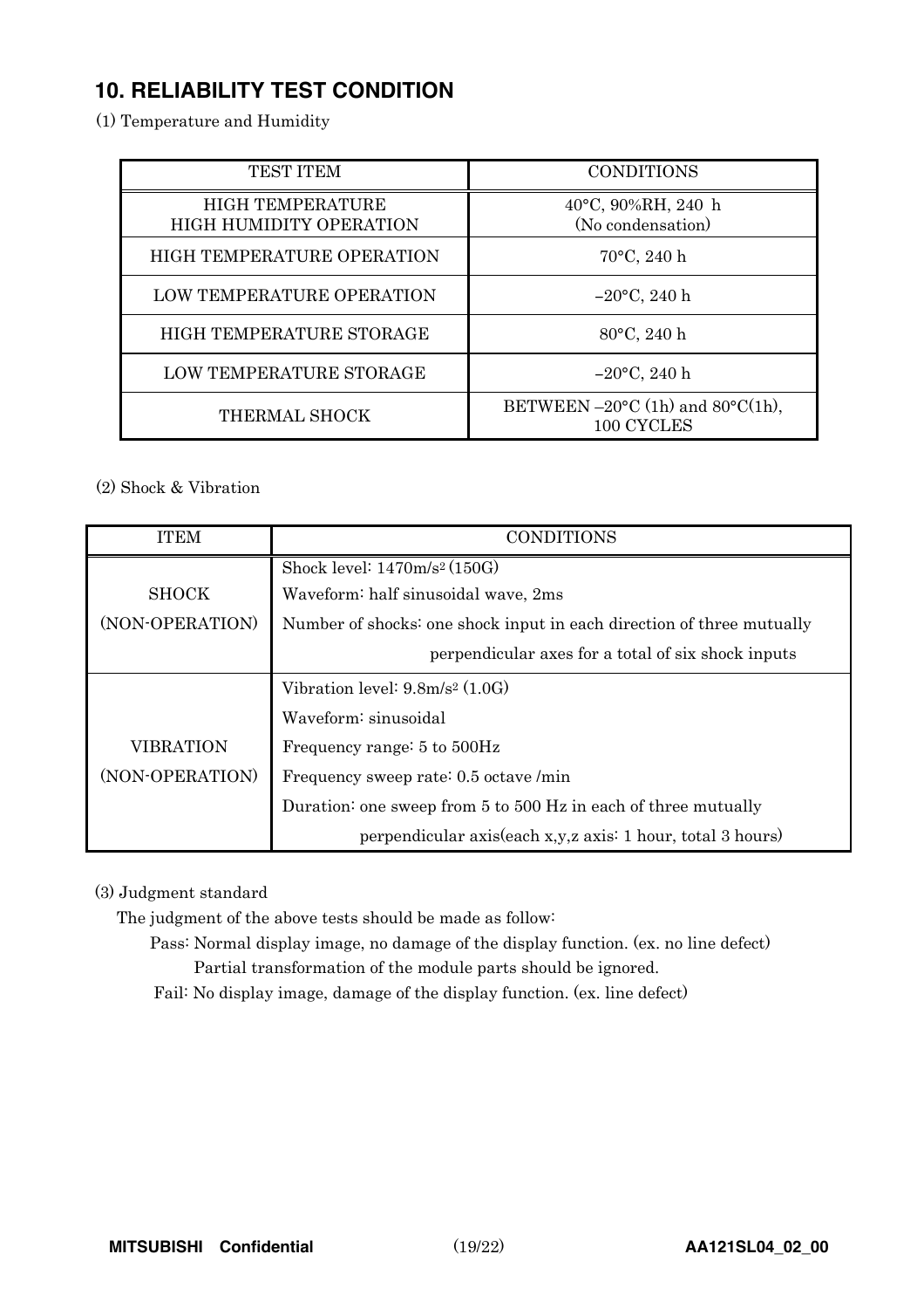## 10. RELIABILITY TEST CONDITION

(1) Temperature and Humidity

| TEST ITEM | CONDITIONS |
|---|---|
| HIGH TEMPERATURE HIGH HUMIDITY OPERATION | 40°C, 90%RH, 240 h (No condensation) |
| HIGH TEMPERATURE OPERATION | 70°C, 240 h |
| LOW TEMPERATURE OPERATION | −20°C, 240 h |
| HIGH TEMPERATURE STORAGE | 80°C, 240 h |
| LOW TEMPERATURE STORAGE | −20°C, 240 h |
| THERMAL SHOCK | BETWEEN −20°C (1h) and 80°C(1h), 100 CYCLES |

(2) Shock & Vibration

| ITEM | CONDITIONS |
|---|---|
| SHOCK (NON-OPERATION) | Shock level: 1470m/s$^2$ (150G)<br>Waveform: half sinusoidal wave, 2ms<br>Number of shocks: one shock input in each direction of three mutually perpendicular axes for a total of six shock inputs |
| VIBRATION (NON-OPERATION) | Vibration level: 9.8m/s$^2$ (1.0G)<br>Waveform: sinusoidal<br>Frequency range: 5 to 500Hz<br>Frequency sweep rate: 0.5 octave /min<br>Duration: one sweep from 5 to 500 Hz in each of three mutually perpendicular axis(each x,y,z axis: 1 hour, total 3 hours) |

(3) Judgment standard

The judgment of the above tests should be made as follow:

Pass: Normal display image, no damage of the display function. (ex. no line defect)
Partial transformation of the module parts should be ignored.

Fail: No display image, damage of the display function. (ex. line defect)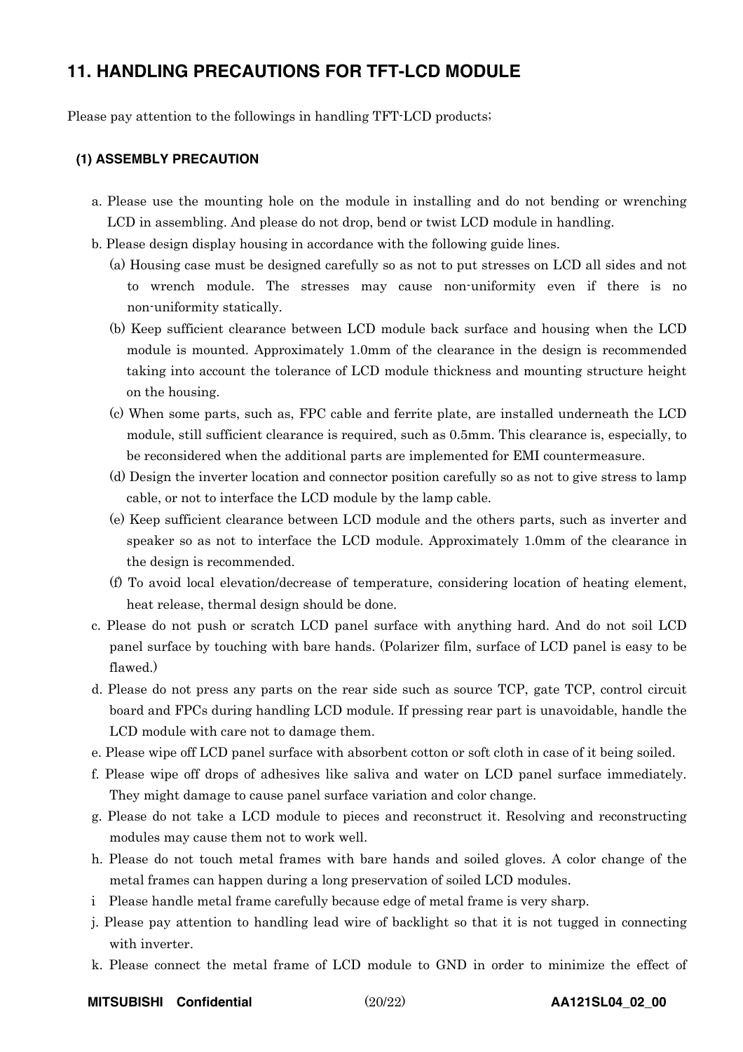## 11. HANDLING PRECAUTIONS FOR TFT-LCD MODULE

Please pay attention to the followings in handling TFT-LCD products;

### (1) ASSEMBLY PRECAUTION

a. Please use the mounting hole on the module in installing and do not bending or wrenching LCD in assembling. And please do not drop, bend or twist LCD module in handling.

b. Please design display housing in accordance with the following guide lines.

   (a) Housing case must be designed carefully so as not to put stresses on LCD all sides and not to wrench module. The stresses may cause non-uniformity even if there is no non-uniformity statically.

   (b) Keep sufficient clearance between LCD module back surface and housing when the LCD module is mounted. Approximately 1.0mm of the clearance in the design is recommended taking into account the tolerance of LCD module thickness and mounting structure height on the housing.

   (c) When some parts, such as, FPC cable and ferrite plate, are installed underneath the LCD module, still sufficient clearance is required, such as 0.5mm. This clearance is, especially, to be reconsidered when the additional parts are implemented for EMI countermeasure.

   (d) Design the inverter location and connector position carefully so as not to give stress to lamp cable, or not to interface the LCD module by the lamp cable.

   (e) Keep sufficient clearance between LCD module and the others parts, such as inverter and speaker so as not to interface the LCD module. Approximately 1.0mm of the clearance in the design is recommended.

   (f) To avoid local elevation/decrease of temperature, considering location of heating element, heat release, thermal design should be done.

c. Please do not push or scratch LCD panel surface with anything hard. And do not soil LCD panel surface by touching with bare hands. (Polarizer film, surface of LCD panel is easy to be flawed.)

d. Please do not press any parts on the rear side such as source TCP, gate TCP, control circuit board and FPCs during handling LCD module. If pressing rear part is unavoidable, handle the LCD module with care not to damage them.

e. Please wipe off LCD panel surface with absorbent cotton or soft cloth in case of it being soiled.

f. Please wipe off drops of adhesives like saliva and water on LCD panel surface immediately. They might damage to cause panel surface variation and color change.

g. Please do not take a LCD module to pieces and reconstruct it. Resolving and reconstructing modules may cause them not to work well.

h. Please do not touch metal frames with bare hands and soiled gloves. A color change of the metal frames can happen during a long preservation of soiled LCD modules.

i Please handle metal frame carefully because edge of metal frame is very sharp.

j. Please pay attention to handling lead wire of backlight so that it is not tugged in connecting with inverter.

k. Please connect the metal frame of LCD module to GND in order to minimize the effect of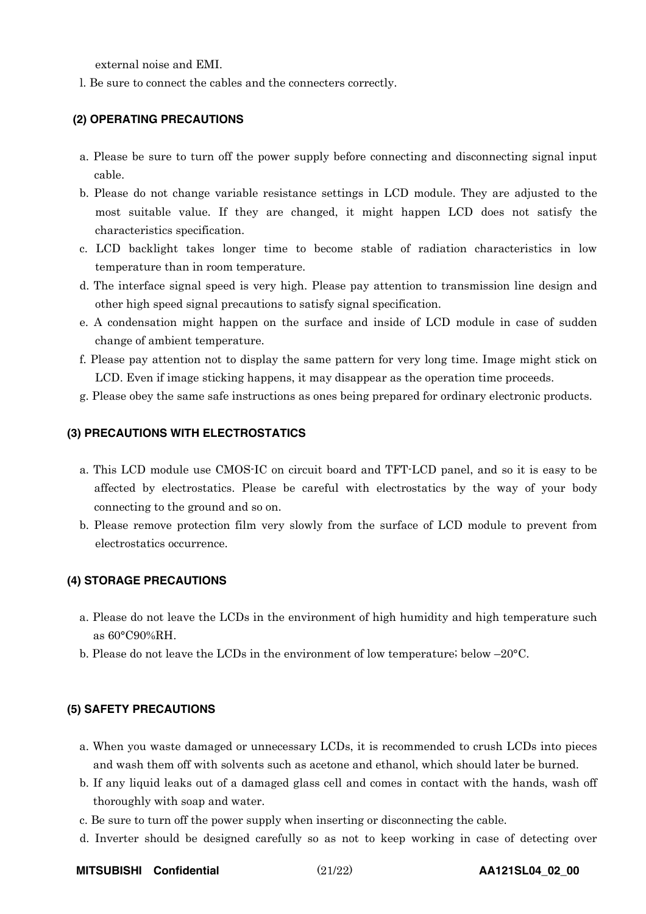external noise and EMI.

l. Be sure to connect the cables and the connecters correctly.

### (2) OPERATING PRECAUTIONS

a. Please be sure to turn off the power supply before connecting and disconnecting signal input cable.

b. Please do not change variable resistance settings in LCD module. They are adjusted to the most suitable value. If they are changed, it might happen LCD does not satisfy the characteristics specification.

c. LCD backlight takes longer time to become stable of radiation characteristics in low temperature than in room temperature.

d. The interface signal speed is very high. Please pay attention to transmission line design and other high speed signal precautions to satisfy signal specification.

e. A condensation might happen on the surface and inside of LCD module in case of sudden change of ambient temperature.

f. Please pay attention not to display the same pattern for very long time. Image might stick on LCD. Even if image sticking happens, it may disappear as the operation time proceeds.

g. Please obey the same safe instructions as ones being prepared for ordinary electronic products.

### (3) PRECAUTIONS WITH ELECTROSTATICS

a. This LCD module use CMOS-IC on circuit board and TFT-LCD panel, and so it is easy to be affected by electrostatics. Please be careful with electrostatics by the way of your body connecting to the ground and so on.

b. Please remove protection film very slowly from the surface of LCD module to prevent from electrostatics occurrence.

### (4) STORAGE PRECAUTIONS

a. Please do not leave the LCDs in the environment of high humidity and high temperature such as 60°C90%RH.

b. Please do not leave the LCDs in the environment of low temperature; below –20°C.

### (5) SAFETY PRECAUTIONS

a. When you waste damaged or unnecessary LCDs, it is recommended to crush LCDs into pieces and wash them off with solvents such as acetone and ethanol, which should later be burned.

b. If any liquid leaks out of a damaged glass cell and comes in contact with the hands, wash off thoroughly with soap and water.

c. Be sure to turn off the power supply when inserting or disconnecting the cable.

d. Inverter should be designed carefully so as not to keep working in case of detecting over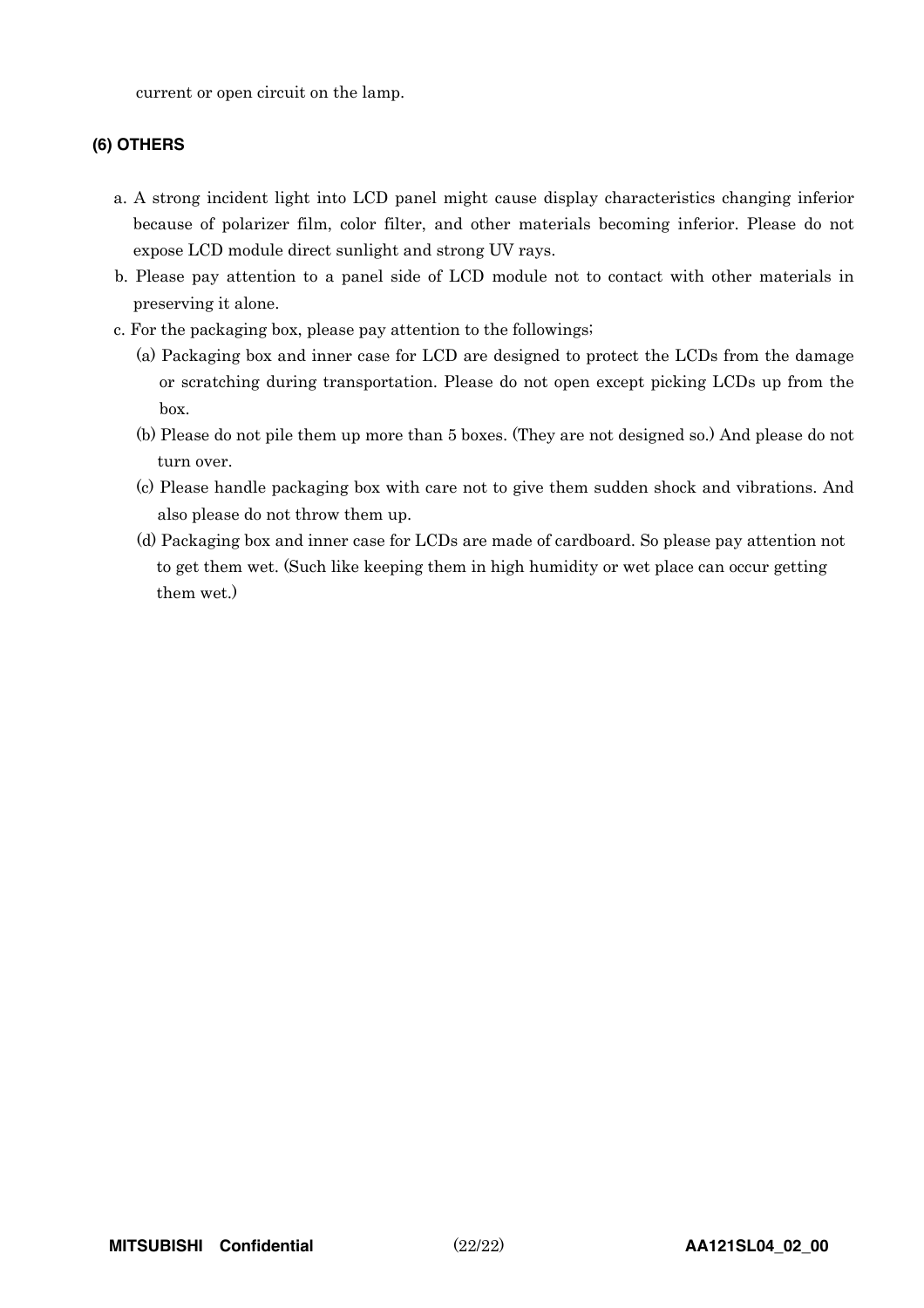current or open circuit on the lamp.

### (6) OTHERS

a. A strong incident light into LCD panel might cause display characteristics changing inferior because of polarizer film, color filter, and other materials becoming inferior. Please do not expose LCD module direct sunlight and strong UV rays.

b. Please pay attention to a panel side of LCD module not to contact with other materials in preserving it alone.

c. For the packaging box, please pay attention to the followings;

   (a) Packaging box and inner case for LCD are designed to protect the LCDs from the damage or scratching during transportation. Please do not open except picking LCDs up from the box.

   (b) Please do not pile them up more than 5 boxes. (They are not designed so.) And please do not turn over.

   (c) Please handle packaging box with care not to give them sudden shock and vibrations. And also please do not throw them up.

   (d) Packaging box and inner case for LCDs are made of cardboard. So please pay attention not to get them wet. (Such like keeping them in high humidity or wet place can occur getting them wet.)